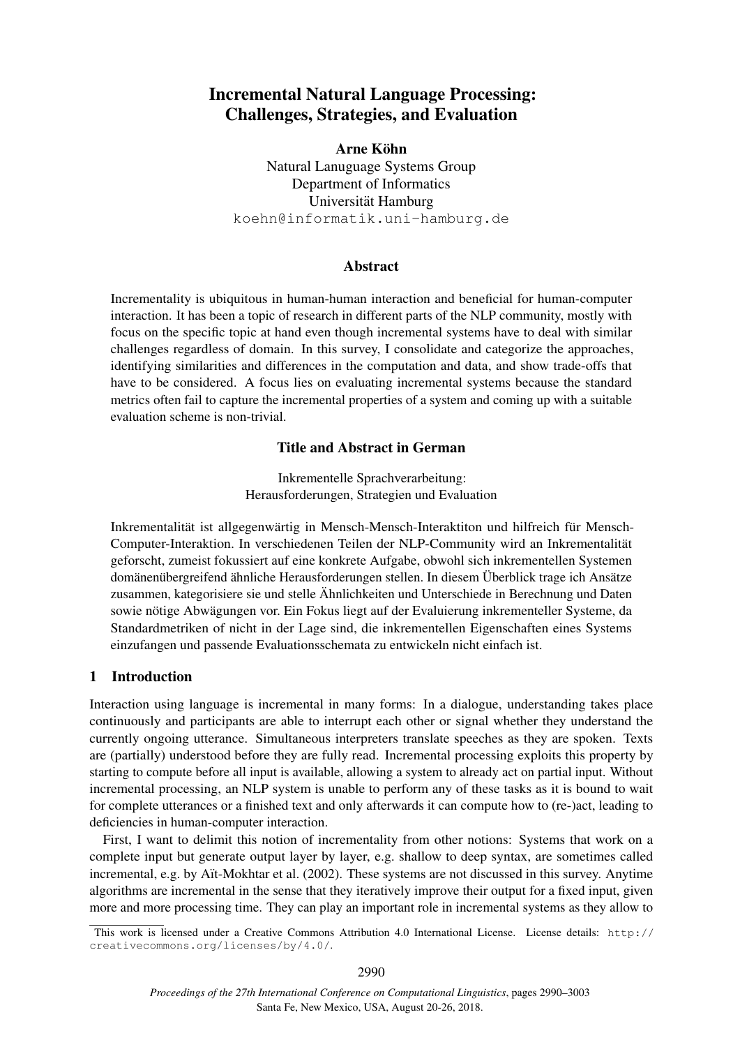# Incremental Natural Language Processing: Challenges, Strategies, and Evaluation

**Arne Köhn**
Natural Lanuguage Systems Group
Department of Informatics
Universität Hamburg
koehn@informatik.uni-hamburg.de

## Abstract

Incrementality is ubiquitous in human-human interaction and beneficial for human-computer interaction. It has been a topic of research in different parts of the NLP community, mostly with focus on the specific topic at hand even though incremental systems have to deal with similar challenges regardless of domain. In this survey, I consolidate and categorize the approaches, identifying similarities and differences in the computation and data, and show trade-offs that have to be considered. A focus lies on evaluating incremental systems because the standard metrics often fail to capture the incremental properties of a system and coming up with a suitable evaluation scheme is non-trivial.

## Title and Abstract in German

Inkrementelle Sprachverarbeitung:
Herausforderungen, Strategien und Evaluation

Inkrementalität ist allgegenwärtig in Mensch-Mensch-Interaktiton und hilfreich für Mensch-Computer-Interaktion. In verschiedenen Teilen der NLP-Community wird an Inkrementalität geforscht, zumeist fokussiert auf eine konkrete Aufgabe, obwohl sich inkrementellen Systemen domänenübergreifend ähnliche Herausforderungen stellen. In diesem Überblick trage ich Ansätze zusammen, kategorisiere sie und stelle Ähnlichkeiten und Unterschiede in Berechnung und Daten sowie nötige Abwägungen vor. Ein Fokus liegt auf der Evaluierung inkrementeller Systeme, da Standardmetriken of nicht in der Lage sind, die inkrementellen Eigenschaften eines Systems einzufangen und passende Evaluationsschemata zu entwickeln nicht einfach ist.

## 1 Introduction

Interaction using language is incremental in many forms: In a dialogue, understanding takes place continuously and participants are able to interrupt each other or signal whether they understand the currently ongoing utterance. Simultaneous interpreters translate speeches as they are spoken. Texts are (partially) understood before they are fully read. Incremental processing exploits this property by starting to compute before all input is available, allowing a system to already act on partial input. Without incremental processing, an NLP system is unable to perform any of these tasks as it is bound to wait for complete utterances or a finished text and only afterwards it can compute how to (re-)act, leading to deficiencies in human-computer interaction.

First, I want to delimit this notion of incrementality from other notions: Systems that work on a complete input but generate output layer by layer, e.g. shallow to deep syntax, are sometimes called incremental, e.g. by Aït-Mokhtar et al. (2002). These systems are not discussed in this survey. Anytime algorithms are incremental in the sense that they iteratively improve their output for a fixed input, given more and more processing time. They can play an important role in incremental systems as they allow to

This work is licensed under a Creative Commons Attribution 4.0 International License. License details: http://creativecommons.org/licenses/by/4.0/.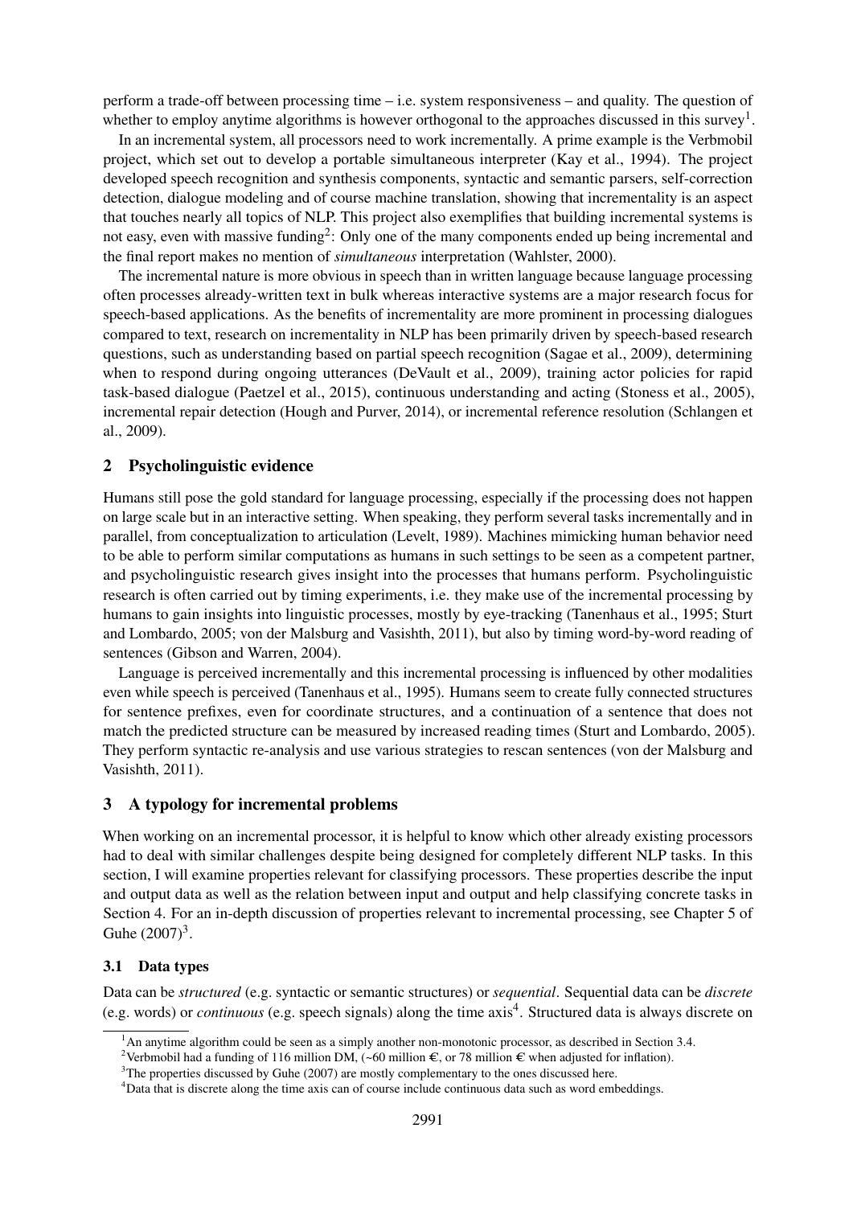perform a trade-off between processing time – i.e. system responsiveness – and quality. The question of whether to employ anytime algorithms is however orthogonal to the approaches discussed in this survey[1].

In an incremental system, all processors need to work incrementally. A prime example is the Verbmobil project, which set out to develop a portable simultaneous interpreter (Kay et al., 1994). The project developed speech recognition and synthesis components, syntactic and semantic parsers, self-correction detection, dialogue modeling and of course machine translation, showing that incrementality is an aspect that touches nearly all topics of NLP. This project also exemplifies that building incremental systems is not easy, even with massive funding[2]: Only one of the many components ended up being incremental and the final report makes no mention of *simultaneous* interpretation (Wahlster, 2000).

The incremental nature is more obvious in speech than in written language because language processing often processes already-written text in bulk whereas interactive systems are a major research focus for speech-based applications. As the benefits of incrementality are more prominent in processing dialogues compared to text, research on incrementality in NLP has been primarily driven by speech-based research questions, such as understanding based on partial speech recognition (Sagae et al., 2009), determining when to respond during ongoing utterances (DeVault et al., 2009), training actor policies for rapid task-based dialogue (Paetzel et al., 2015), continuous understanding and acting (Stoness et al., 2005), incremental repair detection (Hough and Purver, 2014), or incremental reference resolution (Schlangen et al., 2009).

## 2 Psycholinguistic evidence

Humans still pose the gold standard for language processing, especially if the processing does not happen on large scale but in an interactive setting. When speaking, they perform several tasks incrementally and in parallel, from conceptualization to articulation (Levelt, 1989). Machines mimicking human behavior need to be able to perform similar computations as humans in such settings to be seen as a competent partner, and psycholinguistic research gives insight into the processes that humans perform. Psycholinguistic research is often carried out by timing experiments, i.e. they make use of the incremental processing by humans to gain insights into linguistic processes, mostly by eye-tracking (Tanenhaus et al., 1995; Sturt and Lombardo, 2005; von der Malsburg and Vasishth, 2011), but also by timing word-by-word reading of sentences (Gibson and Warren, 2004).

Language is perceived incrementally and this incremental processing is influenced by other modalities even while speech is perceived (Tanenhaus et al., 1995). Humans seem to create fully connected structures for sentence prefixes, even for coordinate structures, and a continuation of a sentence that does not match the predicted structure can be measured by increased reading times (Sturt and Lombardo, 2005). They perform syntactic re-analysis and use various strategies to rescan sentences (von der Malsburg and Vasishth, 2011).

## 3 A typology for incremental problems

When working on an incremental processor, it is helpful to know which other already existing processors had to deal with similar challenges despite being designed for completely different NLP tasks. In this section, I will examine properties relevant for classifying processors. These properties describe the input and output data as well as the relation between input and output and help classifying concrete tasks in Section 4. For an in-depth discussion of properties relevant to incremental processing, see Chapter 5 of Guhe (2007)[3].

### 3.1 Data types

Data can be *structured* (e.g. syntactic or semantic structures) or *sequential*. Sequential data can be *discrete* (e.g. words) or *continuous* (e.g. speech signals) along the time axis[4]. Structured data is always discrete on

[1] An anytime algorithm could be seen as a simply another non-monotonic processor, as described in Section 3.4.

[2] Verbmobil had a funding of 116 million DM, (~60 million €, or 78 million € when adjusted for inflation).

[3] The properties discussed by Guhe (2007) are mostly complementary to the ones discussed here.

[4] Data that is discrete along the time axis can of course include continuous data such as word embeddings.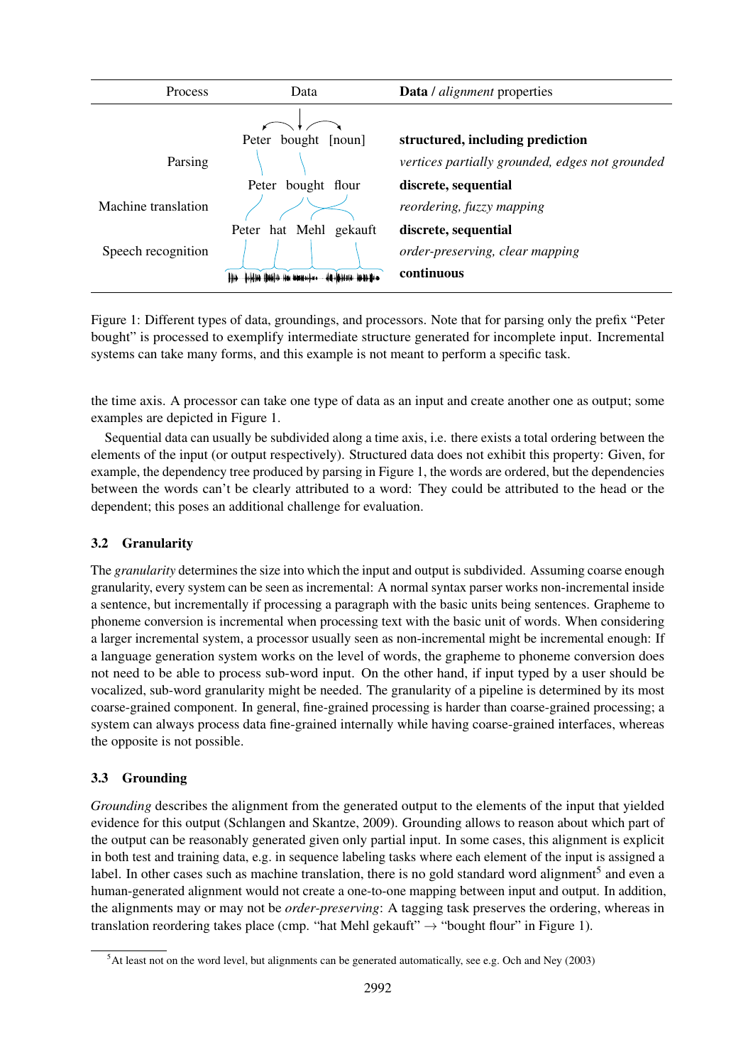| Process | Data | **Data** / *alignment* properties |
|---|---|---|
| | Peter bought [noun] | **structured, including prediction** |
| Parsing | | *vertices partially grounded, edges not grounded* |
| | Peter bought flour | **discrete, sequential** |
| Machine translation | | *reordering, fuzzy mapping* |
| | Peter hat Mehl gekauft | **discrete, sequential** |
| Speech recognition | | *order-preserving, clear mapping* |
| | | **continuous** |

Figure 1: Different types of data, groundings, and processors. Note that for parsing only the prefix "Peter bought" is processed to exemplify intermediate structure generated for incomplete input. Incremental systems can take many forms, and this example is not meant to perform a specific task.

the time axis. A processor can take one type of data as an input and create another one as output; some examples are depicted in Figure 1.

Sequential data can usually be subdivided along a time axis, i.e. there exists a total ordering between the elements of the input (or output respectively). Structured data does not exhibit this property: Given, for example, the dependency tree produced by parsing in Figure 1, the words are ordered, but the dependencies between the words can't be clearly attributed to a word: They could be attributed to the head or the dependent; this poses an additional challenge for evaluation.

### 3.2 Granularity

The *granularity* determines the size into which the input and output is subdivided. Assuming coarse enough granularity, every system can be seen as incremental: A normal syntax parser works non-incremental inside a sentence, but incrementally if processing a paragraph with the basic units being sentences. Grapheme to phoneme conversion is incremental when processing text with the basic unit of words. When considering a larger incremental system, a processor usually seen as non-incremental might be incremental enough: If a language generation system works on the level of words, the grapheme to phoneme conversion does not need to be able to process sub-word input. On the other hand, if input typed by a user should be vocalized, sub-word granularity might be needed. The granularity of a pipeline is determined by its most coarse-grained component. In general, fine-grained processing is harder than coarse-grained processing; a system can always process data fine-grained internally while having coarse-grained interfaces, whereas the opposite is not possible.

### 3.3 Grounding

*Grounding* describes the alignment from the generated output to the elements of the input that yielded evidence for this output (Schlangen and Skantze, 2009). Grounding allows to reason about which part of the output can be reasonably generated given only partial input. In some cases, this alignment is explicit in both test and training data, e.g. in sequence labeling tasks where each element of the input is assigned a label. In other cases such as machine translation, there is no gold standard word alignment[5] and even a human-generated alignment would not create a one-to-one mapping between input and output. In addition, the alignments may or may not be *order-preserving*: A tagging task preserves the ordering, whereas in translation reordering takes place (cmp. "hat Mehl gekauft" → "bought flour" in Figure 1).

[5] At least not on the word level, but alignments can be generated automatically, see e.g. Och and Ney (2003)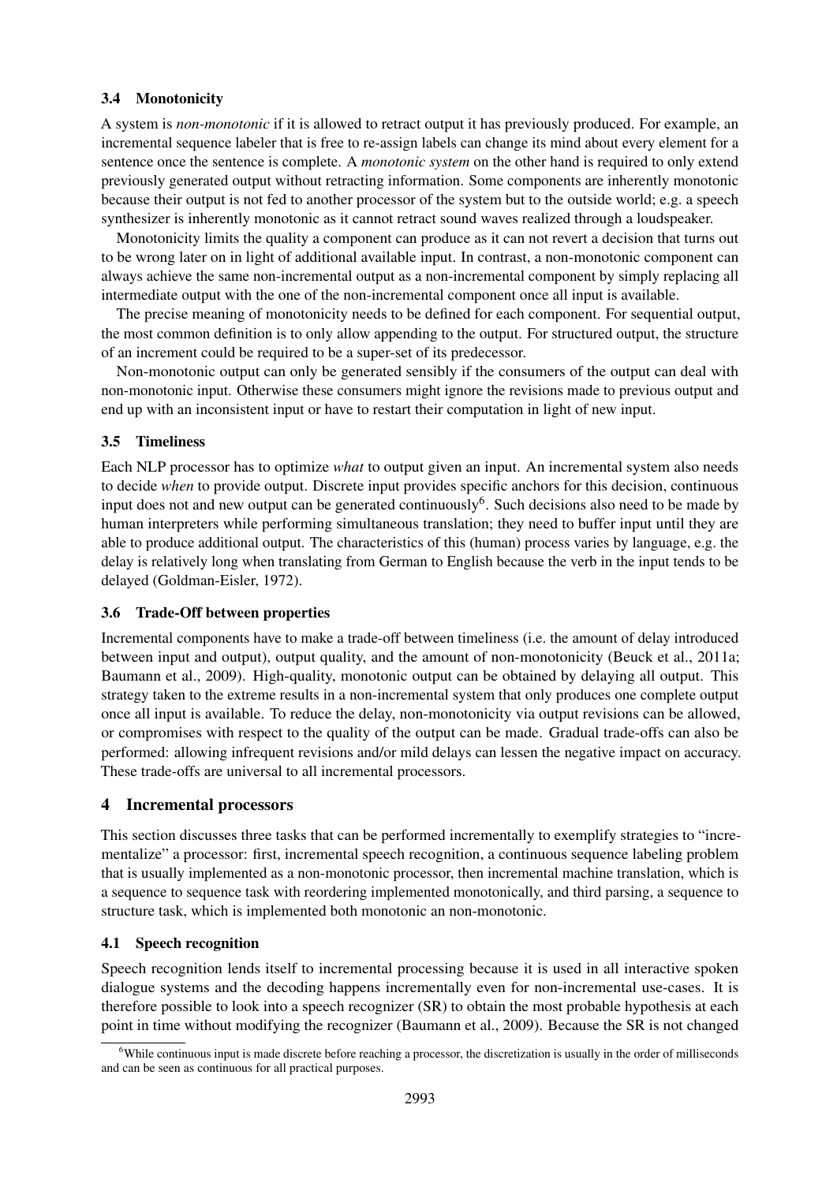### 3.4 Monotonicity

A system is *non-monotonic* if it is allowed to retract output it has previously produced. For example, an incremental sequence labeler that is free to re-assign labels can change its mind about every element for a sentence once the sentence is complete. A *monotonic system* on the other hand is required to only extend previously generated output without retracting information. Some components are inherently monotonic because their output is not fed to another processor of the system but to the outside world; e.g. a speech synthesizer is inherently monotonic as it cannot retract sound waves realized through a loudspeaker.

Monotonicity limits the quality a component can produce as it can not revert a decision that turns out to be wrong later on in light of additional available input. In contrast, a non-monotonic component can always achieve the same non-incremental output as a non-incremental component by simply replacing all intermediate output with the one of the non-incremental component once all input is available.

The precise meaning of monotonicity needs to be defined for each component. For sequential output, the most common definition is to only allow appending to the output. For structured output, the structure of an increment could be required to be a super-set of its predecessor.

Non-monotonic output can only be generated sensibly if the consumers of the output can deal with non-monotonic input. Otherwise these consumers might ignore the revisions made to previous output and end up with an inconsistent input or have to restart their computation in light of new input.

### 3.5 Timeliness

Each NLP processor has to optimize *what* to output given an input. An incremental system also needs to decide *when* to provide output. Discrete input provides specific anchors for this decision, continuous input does not and new output can be generated continuously[6]. Such decisions also need to be made by human interpreters while performing simultaneous translation; they need to buffer input until they are able to produce additional output. The characteristics of this (human) process varies by language, e.g. the delay is relatively long when translating from German to English because the verb in the input tends to be delayed (Goldman-Eisler, 1972).

### 3.6 Trade-Off between properties

Incremental components have to make a trade-off between timeliness (i.e. the amount of delay introduced between input and output), output quality, and the amount of non-monotonicity (Beuck et al., 2011a; Baumann et al., 2009). High-quality, monotonic output can be obtained by delaying all output. This strategy taken to the extreme results in a non-incremental system that only produces one complete output once all input is available. To reduce the delay, non-monotonicity via output revisions can be allowed, or compromises with respect to the quality of the output can be made. Gradual trade-offs can also be performed: allowing infrequent revisions and/or mild delays can lessen the negative impact on accuracy. These trade-offs are universal to all incremental processors.

## 4 Incremental processors

This section discusses three tasks that can be performed incrementally to exemplify strategies to "incrementalize" a processor: first, incremental speech recognition, a continuous sequence labeling problem that is usually implemented as a non-monotonic processor, then incremental machine translation, which is a sequence to sequence task with reordering implemented monotonically, and third parsing, a sequence to structure task, which is implemented both monotonic an non-monotonic.

### 4.1 Speech recognition

Speech recognition lends itself to incremental processing because it is used in all interactive spoken dialogue systems and the decoding happens incrementally even for non-incremental use-cases. It is therefore possible to look into a speech recognizer (SR) to obtain the most probable hypothesis at each point in time without modifying the recognizer (Baumann et al., 2009). Because the SR is not changed

[6] While continuous input is made discrete before reaching a processor, the discretization is usually in the order of milliseconds and can be seen as continuous for all practical purposes.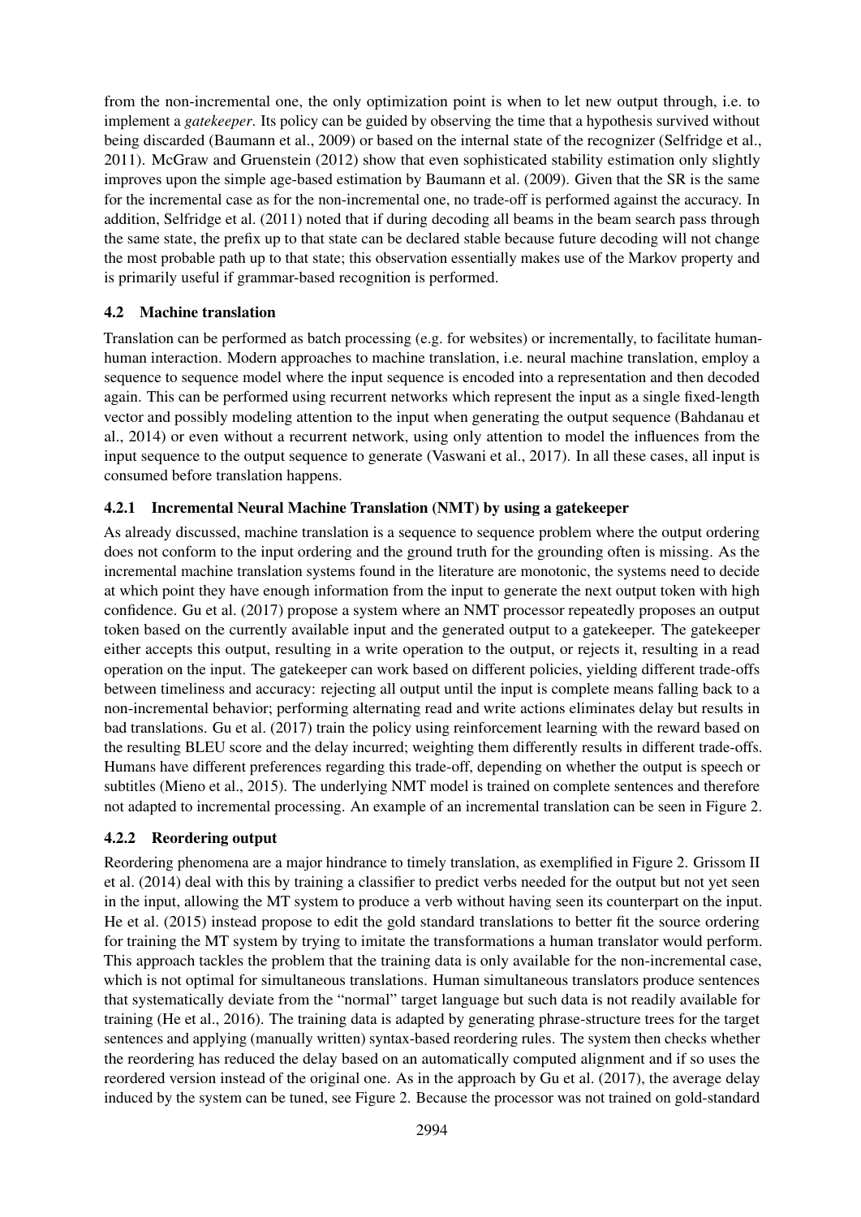from the non-incremental one, the only optimization point is when to let new output through, i.e. to implement a *gatekeeper*. Its policy can be guided by observing the time that a hypothesis survived without being discarded (Baumann et al., 2009) or based on the internal state of the recognizer (Selfridge et al., 2011). McGraw and Gruenstein (2012) show that even sophisticated stability estimation only slightly improves upon the simple age-based estimation by Baumann et al. (2009). Given that the SR is the same for the incremental case as for the non-incremental one, no trade-off is performed against the accuracy. In addition, Selfridge et al. (2011) noted that if during decoding all beams in the beam search pass through the same state, the prefix up to that state can be declared stable because future decoding will not change the most probable path up to that state; this observation essentially makes use of the Markov property and is primarily useful if grammar-based recognition is performed.

## 4.2 Machine translation

Translation can be performed as batch processing (e.g. for websites) or incrementally, to facilitate human-human interaction. Modern approaches to machine translation, i.e. neural machine translation, employ a sequence to sequence model where the input sequence is encoded into a representation and then decoded again. This can be performed using recurrent networks which represent the input as a single fixed-length vector and possibly modeling attention to the input when generating the output sequence (Bahdanau et al., 2014) or even without a recurrent network, using only attention to model the influences from the input sequence to the output sequence to generate (Vaswani et al., 2017). In all these cases, all input is consumed before translation happens.

### 4.2.1 Incremental Neural Machine Translation (NMT) by using a gatekeeper

As already discussed, machine translation is a sequence to sequence problem where the output ordering does not conform to the input ordering and the ground truth for the grounding often is missing. As the incremental machine translation systems found in the literature are monotonic, the systems need to decide at which point they have enough information from the input to generate the next output token with high confidence. Gu et al. (2017) propose a system where an NMT processor repeatedly proposes an output token based on the currently available input and the generated output to a gatekeeper. The gatekeeper either accepts this output, resulting in a write operation to the output, or rejects it, resulting in a read operation on the input. The gatekeeper can work based on different policies, yielding different trade-offs between timeliness and accuracy: rejecting all output until the input is complete means falling back to a non-incremental behavior; performing alternating read and write actions eliminates delay but results in bad translations. Gu et al. (2017) train the policy using reinforcement learning with the reward based on the resulting BLEU score and the delay incurred; weighting them differently results in different trade-offs. Humans have different preferences regarding this trade-off, depending on whether the output is speech or subtitles (Mieno et al., 2015). The underlying NMT model is trained on complete sentences and therefore not adapted to incremental processing. An example of an incremental translation can be seen in Figure 2.

### 4.2.2 Reordering output

Reordering phenomena are a major hindrance to timely translation, as exemplified in Figure 2. Grissom II et al. (2014) deal with this by training a classifier to predict verbs needed for the output but not yet seen in the input, allowing the MT system to produce a verb without having seen its counterpart on the input. He et al. (2015) instead propose to edit the gold standard translations to better fit the source ordering for training the MT system by trying to imitate the transformations a human translator would perform. This approach tackles the problem that the training data is only available for the non-incremental case, which is not optimal for simultaneous translations. Human simultaneous translators produce sentences that systematically deviate from the "normal" target language but such data is not readily available for training (He et al., 2016). The training data is adapted by generating phrase-structure trees for the target sentences and applying (manually written) syntax-based reordering rules. The system then checks whether the reordering has reduced the delay based on an automatically computed alignment and if so uses the reordered version instead of the original one. As in the approach by Gu et al. (2017), the average delay induced by the system can be tuned, see Figure 2. Because the processor was not trained on gold-standard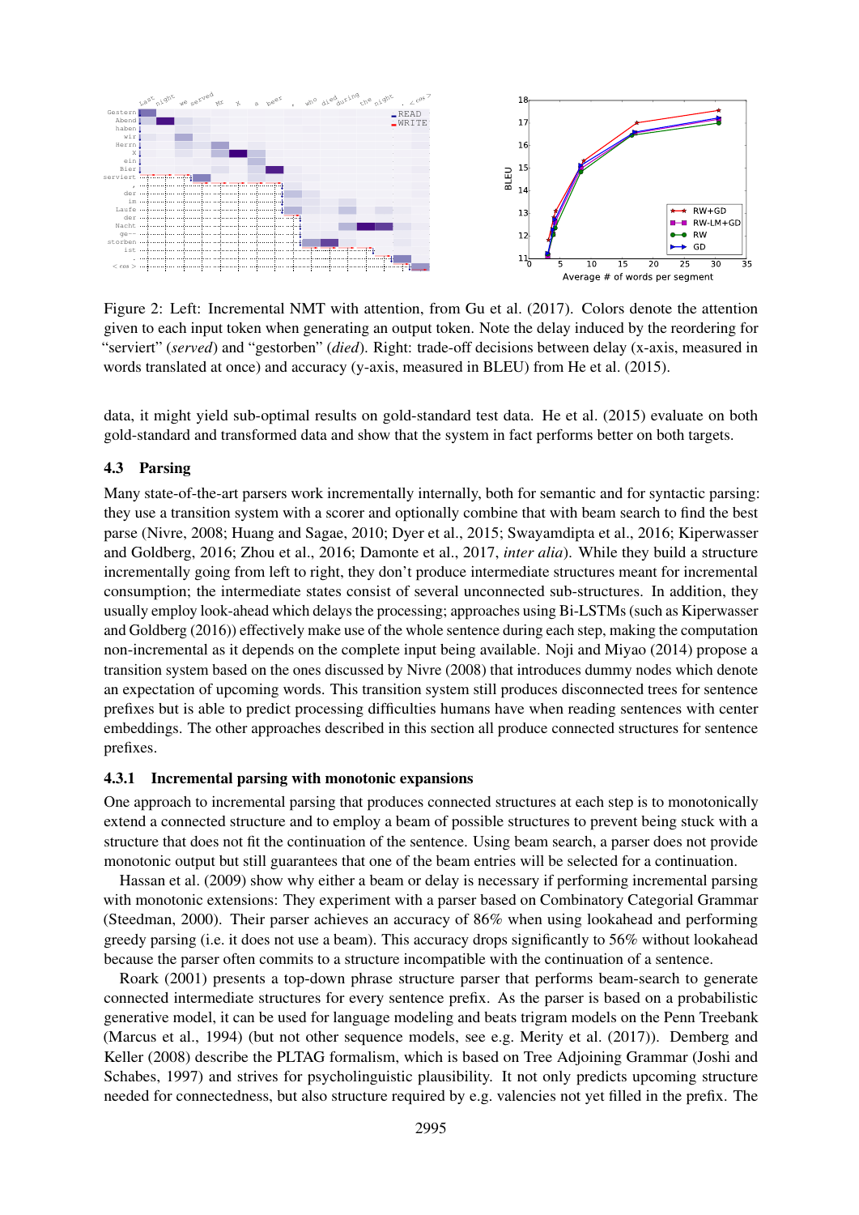Figure 2: Left: Incremental NMT with attention, from Gu et al. (2017). Colors denote the attention given to each input token when generating an output token. Note the delay induced by the reordering for "serviert" (*served*) and "gestorben" (*died*). Right: trade-off decisions between delay (x-axis, measured in words translated at once) and accuracy (y-axis, measured in BLEU) from He et al. (2015).

data, it might yield sub-optimal results on gold-standard test data. He et al. (2015) evaluate on both gold-standard and transformed data and show that the system in fact performs better on both targets.

### 4.3 Parsing

Many state-of-the-art parsers work incrementally internally, both for semantic and for syntactic parsing: they use a transition system with a scorer and optionally combine that with beam search to find the best parse (Nivre, 2008; Huang and Sagae, 2010; Dyer et al., 2015; Swayamdipta et al., 2016; Kiperwasser and Goldberg, 2016; Zhou et al., 2016; Damonte et al., 2017, *inter alia*). While they build a structure incrementally going from left to right, they don't produce intermediate structures meant for incremental consumption; the intermediate states consist of several unconnected sub-structures. In addition, they usually employ look-ahead which delays the processing; approaches using Bi-LSTMs (such as Kiperwasser and Goldberg (2016)) effectively make use of the whole sentence during each step, making the computation non-incremental as it depends on the complete input being available. Noji and Miyao (2014) propose a transition system based on the ones discussed by Nivre (2008) that introduces dummy nodes which denote an expectation of upcoming words. This transition system still produces disconnected trees for sentence prefixes but is able to predict processing difficulties humans have when reading sentences with center embeddings. The other approaches described in this section all produce connected structures for sentence prefixes.

#### 4.3.1 Incremental parsing with monotonic expansions

One approach to incremental parsing that produces connected structures at each step is to monotonically extend a connected structure and to employ a beam of possible structures to prevent being stuck with a structure that does not fit the continuation of the sentence. Using beam search, a parser does not provide monotonic output but still guarantees that one of the beam entries will be selected for a continuation.

Hassan et al. (2009) show why either a beam or delay is necessary if performing incremental parsing with monotonic extensions: They experiment with a parser based on Combinatory Categorial Grammar (Steedman, 2000). Their parser achieves an accuracy of 86% when using lookahead and performing greedy parsing (i.e. it does not use a beam). This accuracy drops significantly to 56% without lookahead because the parser often commits to a structure incompatible with the continuation of a sentence.

Roark (2001) presents a top-down phrase structure parser that performs beam-search to generate connected intermediate structures for every sentence prefix. As the parser is based on a probabilistic generative model, it can be used for language modeling and beats trigram models on the Penn Treebank (Marcus et al., 1994) (but not other sequence models, see e.g. Merity et al. (2017)). Demberg and Keller (2008) describe the PLTAG formalism, which is based on Tree Adjoining Grammar (Joshi and Schabes, 1997) and strives for psycholinguistic plausibility. It not only predicts upcoming structure needed for connectedness, but also structure required by e.g. valencies not yet filled in the prefix. The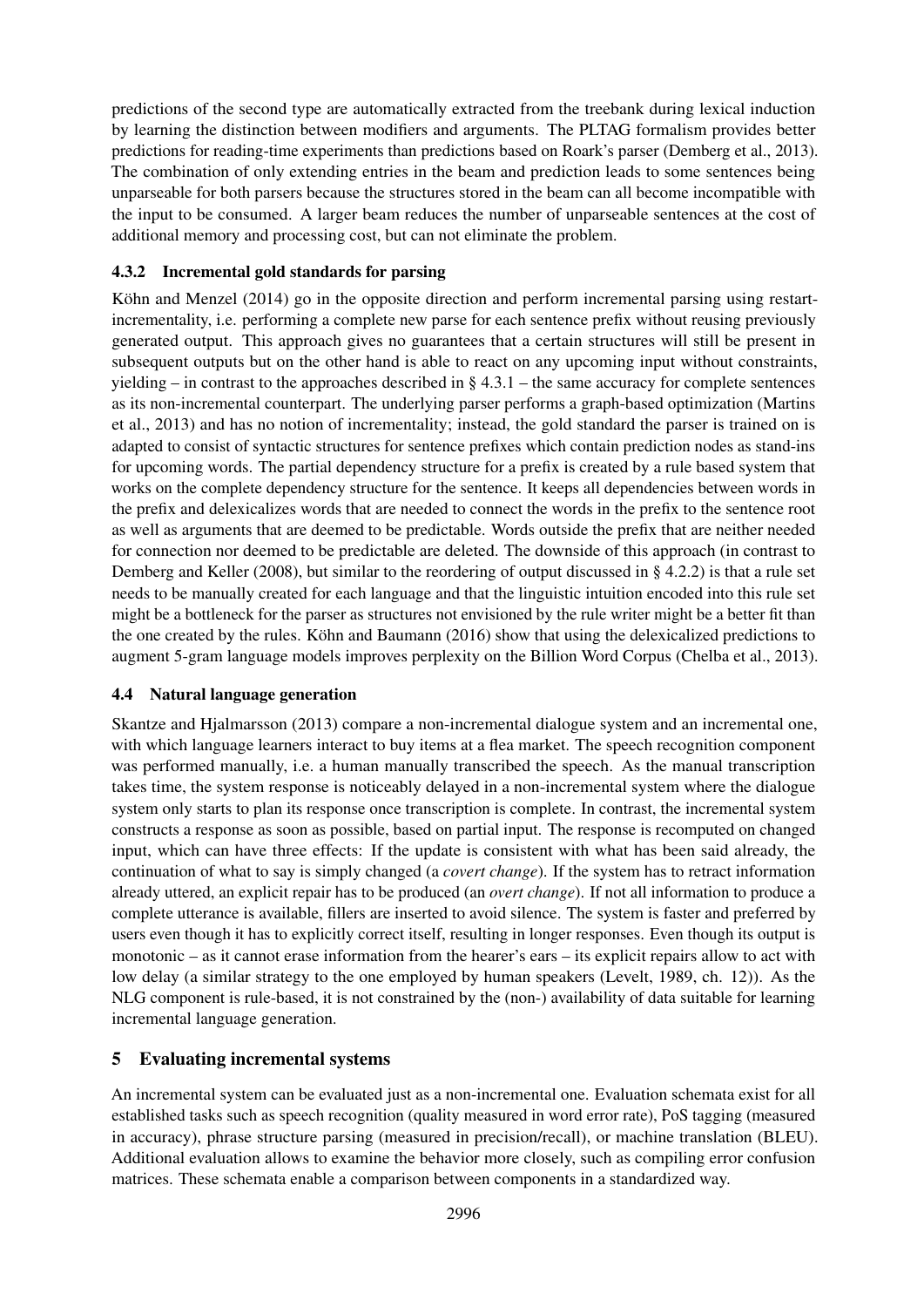predictions of the second type are automatically extracted from the treebank during lexical induction by learning the distinction between modifiers and arguments. The PLTAG formalism provides better predictions for reading-time experiments than predictions based on Roark's parser (Demberg et al., 2013). The combination of only extending entries in the beam and prediction leads to some sentences being unparseable for both parsers because the structures stored in the beam can all become incompatible with the input to be consumed. A larger beam reduces the number of unparseable sentences at the cost of additional memory and processing cost, but can not eliminate the problem.

### 4.3.2 Incremental gold standards for parsing

Köhn and Menzel (2014) go in the opposite direction and perform incremental parsing using restart-incrementality, i.e. performing a complete new parse for each sentence prefix without reusing previously generated output. This approach gives no guarantees that a certain structures will still be present in subsequent outputs but on the other hand is able to react on any upcoming input without constraints, yielding – in contrast to the approaches described in § 4.3.1 – the same accuracy for complete sentences as its non-incremental counterpart. The underlying parser performs a graph-based optimization (Martins et al., 2013) and has no notion of incrementality; instead, the gold standard the parser is trained on is adapted to consist of syntactic structures for sentence prefixes which contain prediction nodes as stand-ins for upcoming words. The partial dependency structure for a prefix is created by a rule based system that works on the complete dependency structure for the sentence. It keeps all dependencies between words in the prefix and delexicalizes words that are needed to connect the words in the prefix to the sentence root as well as arguments that are deemed to be predictable. Words outside the prefix that are neither needed for connection nor deemed to be predictable are deleted. The downside of this approach (in contrast to Demberg and Keller (2008), but similar to the reordering of output discussed in § 4.2.2) is that a rule set needs to be manually created for each language and that the linguistic intuition encoded into this rule set might be a bottleneck for the parser as structures not envisioned by the rule writer might be a better fit than the one created by the rules. Köhn and Baumann (2016) show that using the delexicalized predictions to augment 5-gram language models improves perplexity on the Billion Word Corpus (Chelba et al., 2013).

### 4.4 Natural language generation

Skantze and Hjalmarsson (2013) compare a non-incremental dialogue system and an incremental one, with which language learners interact to buy items at a flea market. The speech recognition component was performed manually, i.e. a human manually transcribed the speech. As the manual transcription takes time, the system response is noticeably delayed in a non-incremental system where the dialogue system only starts to plan its response once transcription is complete. In contrast, the incremental system constructs a response as soon as possible, based on partial input. The response is recomputed on changed input, which can have three effects: If the update is consistent with what has been said already, the continuation of what to say is simply changed (a *covert change*). If the system has to retract information already uttered, an explicit repair has to be produced (an *overt change*). If not all information to produce a complete utterance is available, fillers are inserted to avoid silence. The system is faster and preferred by users even though it has to explicitly correct itself, resulting in longer responses. Even though its output is monotonic – as it cannot erase information from the hearer's ears – its explicit repairs allow to act with low delay (a similar strategy to the one employed by human speakers (Levelt, 1989, ch. 12)). As the NLG component is rule-based, it is not constrained by the (non-) availability of data suitable for learning incremental language generation.

## 5 Evaluating incremental systems

An incremental system can be evaluated just as a non-incremental one. Evaluation schemata exist for all established tasks such as speech recognition (quality measured in word error rate), PoS tagging (measured in accuracy), phrase structure parsing (measured in precision/recall), or machine translation (BLEU). Additional evaluation allows to examine the behavior more closely, such as compiling error confusion matrices. These schemata enable a comparison between components in a standardized way.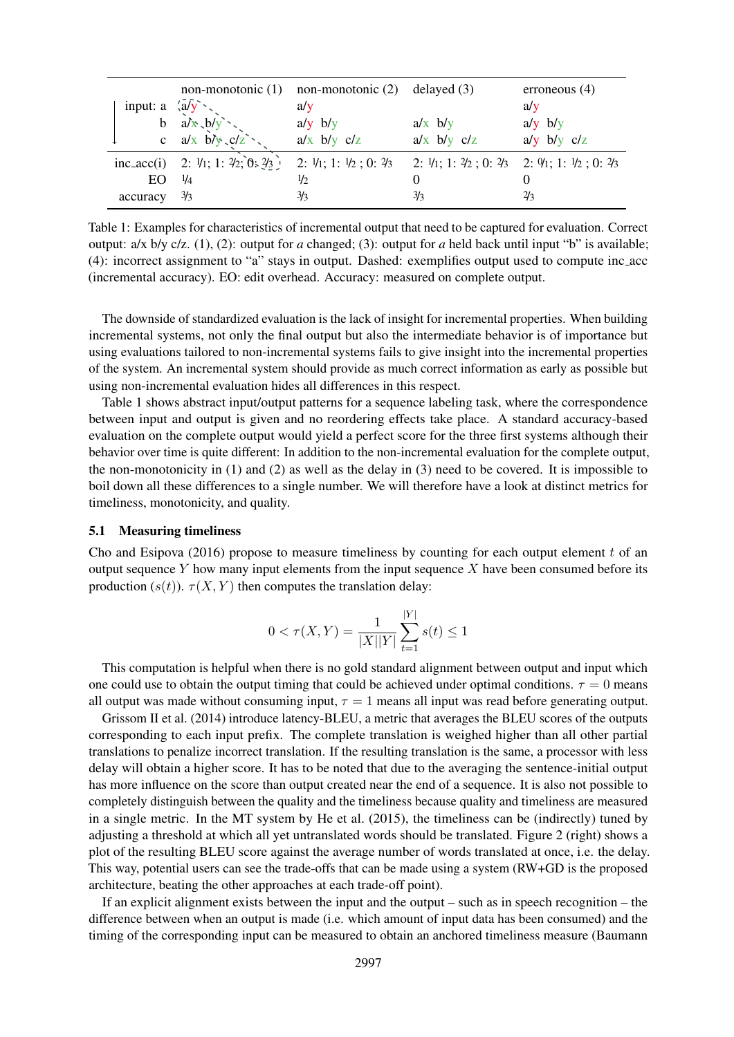| | non-monotonic (1) | non-monotonic (2) | delayed (3) | erroneous (4) |
|---|---|---|---|---|
| input: a | a/y | a/y | | a/y |
| b | a/x b/y | a/y b/y | a/x b/y | a/y b/y |
| c | a/x b/y c/z | a/x b/y c/z | a/x b/y c/z | a/y b/y c/z |
| inc_acc(i) | 2: 1/1; 1: 2/2; 0: 2/3 | 2: 1/1; 1: 1/2 ; 0: 2/3 | 2: 1/1; 1: 2/2 ; 0: 2/3 | 2: 0/1; 1: 1/2 ; 0: 2/3 |
| EO | 1/4 | 1/2 | 0 | 0 |
| accuracy | 3/3 | 3/3 | 3/3 | 2/3 |

Table 1: Examples for characteristics of incremental output that need to be captured for evaluation. Correct output: a/x b/y c/z. (1), (2): output for *a* changed; (3): output for *a* held back until input "b" is available; (4): incorrect assignment to "a" stays in output. Dashed: exemplifies output used to compute inc_acc (incremental accuracy). EO: edit overhead. Accuracy: measured on complete output.

The downside of standardized evaluation is the lack of insight for incremental properties. When building incremental systems, not only the final output but also the intermediate behavior is of importance but using evaluations tailored to non-incremental systems fails to give insight into the incremental properties of the system. An incremental system should provide as much correct information as early as possible but using non-incremental evaluation hides all differences in this respect.

Table 1 shows abstract input/output patterns for a sequence labeling task, where the correspondence between input and output is given and no reordering effects take place. A standard accuracy-based evaluation on the complete output would yield a perfect score for the three first systems although their behavior over time is quite different: In addition to the non-incremental evaluation for the complete output, the non-monotonicity in (1) and (2) as well as the delay in (3) need to be covered. It is impossible to boil down all these differences to a single number. We will therefore have a look at distinct metrics for timeliness, monotonicity, and quality.

### 5.1 Measuring timeliness

Cho and Esipova (2016) propose to measure timeliness by counting for each output element $t$ of an output sequence $Y$ how many input elements from the input sequence $X$ have been consumed before its production ($s(t)$). $\tau(X, Y)$ then computes the translation delay:

$$0 < \tau(X, Y) = \frac{1}{|X||Y|} \sum_{t=1}^{|Y|} s(t) \leq 1$$

This computation is helpful when there is no gold standard alignment between output and input which one could use to obtain the output timing that could be achieved under optimal conditions. $\tau = 0$ means all output was made without consuming input, $\tau = 1$ means all input was read before generating output.

Grissom II et al. (2014) introduce latency-BLEU, a metric that averages the BLEU scores of the outputs corresponding to each input prefix. The complete translation is weighed higher than all other partial translations to penalize incorrect translation. If the resulting translation is the same, a processor with less delay will obtain a higher score. It has to be noted that due to the averaging the sentence-initial output has more influence on the score than output created near the end of a sequence. It is also not possible to completely distinguish between the quality and the timeliness because quality and timeliness are measured in a single metric. In the MT system by He et al. (2015), the timeliness can be (indirectly) tuned by adjusting a threshold at which all yet untranslated words should be translated. Figure 2 (right) shows a plot of the resulting BLEU score against the average number of words translated at once, i.e. the delay. This way, potential users can see the trade-offs that can be made using a system (RW+GD is the proposed architecture, beating the other approaches at each trade-off point).

If an explicit alignment exists between the input and the output – such as in speech recognition – the difference between when an output is made (i.e. which amount of input data has been consumed) and the timing of the corresponding input can be measured to obtain an anchored timeliness measure (Baumann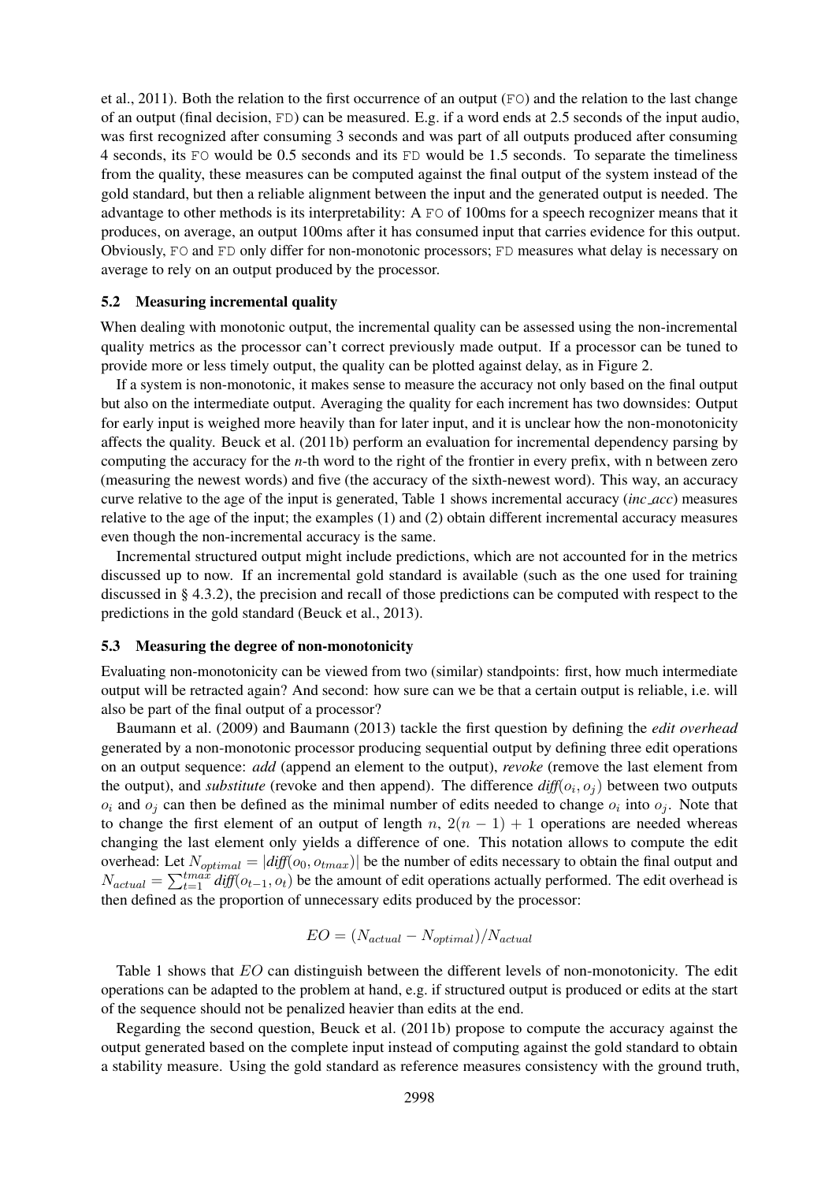et al., 2011). Both the relation to the first occurrence of an output (FO) and the relation to the last change of an output (final decision, FD) can be measured. E.g. if a word ends at 2.5 seconds of the input audio, was first recognized after consuming 3 seconds and was part of all outputs produced after consuming 4 seconds, its FO would be 0.5 seconds and its FD would be 1.5 seconds. To separate the timeliness from the quality, these measures can be computed against the final output of the system instead of the gold standard, but then a reliable alignment between the input and the generated output is needed. The advantage to other methods is its interpretability: A FO of 100ms for a speech recognizer means that it produces, on average, an output 100ms after it has consumed input that carries evidence for this output. Obviously, FO and FD only differ for non-monotonic processors; FD measures what delay is necessary on average to rely on an output produced by the processor.

### 5.2 Measuring incremental quality

When dealing with monotonic output, the incremental quality can be assessed using the non-incremental quality metrics as the processor can't correct previously made output. If a processor can be tuned to provide more or less timely output, the quality can be plotted against delay, as in Figure 2.

If a system is non-monotonic, it makes sense to measure the accuracy not only based on the final output but also on the intermediate output. Averaging the quality for each increment has two downsides: Output for early input is weighed more heavily than for later input, and it is unclear how the non-monotonicity affects the quality. Beuck et al. (2011b) perform an evaluation for incremental dependency parsing by computing the accuracy for the *n*-th word to the right of the frontier in every prefix, with n between zero (measuring the newest words) and five (the accuracy of the sixth-newest word). This way, an accuracy curve relative to the age of the input is generated, Table 1 shows incremental accuracy (*inc_acc*) measures relative to the age of the input; the examples (1) and (2) obtain different incremental accuracy measures even though the non-incremental accuracy is the same.

Incremental structured output might include predictions, which are not accounted for in the metrics discussed up to now. If an incremental gold standard is available (such as the one used for training discussed in § 4.3.2), the precision and recall of those predictions can be computed with respect to the predictions in the gold standard (Beuck et al., 2013).

### 5.3 Measuring the degree of non-monotonicity

Evaluating non-monotonicity can be viewed from two (similar) standpoints: first, how much intermediate output will be retracted again? And second: how sure can we be that a certain output is reliable, i.e. will also be part of the final output of a processor?

Baumann et al. (2009) and Baumann (2013) tackle the first question by defining the *edit overhead* generated by a non-monotonic processor producing sequential output by defining three edit operations on an output sequence: *add* (append an element to the output), *revoke* (remove the last element from the output), and *substitute* (revoke and then append). The difference $\textit{diff}(o_i, o_j)$ between two outputs $o_i$ and $o_j$ can then be defined as the minimal number of edits needed to change $o_i$ into $o_j$. Note that to change the first element of an output of length $n$, $2(n-1)+1$ operations are needed whereas changing the last element only yields a difference of one. This notation allows to compute the edit overhead: Let $N_{optimal} = |\textit{diff}(o_0, o_{tmax})|$ be the number of edits necessary to obtain the final output and $N_{actual} = \sum_{t=1}^{tmax} \textit{diff}(o_{t-1}, o_t)$ be the amount of edit operations actually performed. The edit overhead is then defined as the proportion of unnecessary edits produced by the processor:

$$EO = (N_{actual} - N_{optimal})/N_{actual}$$

Table 1 shows that $EO$ can distinguish between the different levels of non-monotonicity. The edit operations can be adapted to the problem at hand, e.g. if structured output is produced or edits at the start of the sequence should not be penalized heavier than edits at the end.

Regarding the second question, Beuck et al. (2011b) propose to compute the accuracy against the output generated based on the complete input instead of computing against the gold standard to obtain a stability measure. Using the gold standard as reference measures consistency with the ground truth,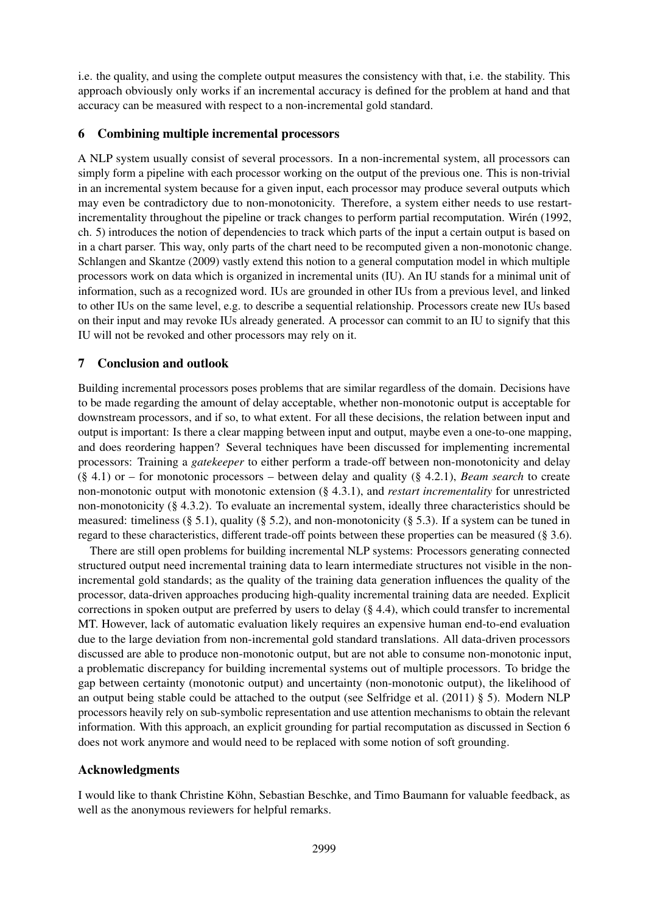i.e. the quality, and using the complete output measures the consistency with that, i.e. the stability. This approach obviously only works if an incremental accuracy is defined for the problem at hand and that accuracy can be measured with respect to a non-incremental gold standard.

## 6 Combining multiple incremental processors

A NLP system usually consist of several processors. In a non-incremental system, all processors can simply form a pipeline with each processor working on the output of the previous one. This is non-trivial in an incremental system because for a given input, each processor may produce several outputs which may even be contradictory due to non-monotonicity. Therefore, a system either needs to use restart-incrementality throughout the pipeline or track changes to perform partial recomputation. Wirén (1992, ch. 5) introduces the notion of dependencies to track which parts of the input a certain output is based on in a chart parser. This way, only parts of the chart need to be recomputed given a non-monotonic change. Schlangen and Skantze (2009) vastly extend this notion to a general computation model in which multiple processors work on data which is organized in incremental units (IU). An IU stands for a minimal unit of information, such as a recognized word. IUs are grounded in other IUs from a previous level, and linked to other IUs on the same level, e.g. to describe a sequential relationship. Processors create new IUs based on their input and may revoke IUs already generated. A processor can commit to an IU to signify that this IU will not be revoked and other processors may rely on it.

## 7 Conclusion and outlook

Building incremental processors poses problems that are similar regardless of the domain. Decisions have to be made regarding the amount of delay acceptable, whether non-monotonic output is acceptable for downstream processors, and if so, to what extent. For all these decisions, the relation between input and output is important: Is there a clear mapping between input and output, maybe even a one-to-one mapping, and does reordering happen? Several techniques have been discussed for implementing incremental processors: Training a *gatekeeper* to either perform a trade-off between non-monotonicity and delay (§ 4.1) or – for monotonic processors – between delay and quality (§ 4.2.1), *Beam search* to create non-monotonic output with monotonic extension (§ 4.3.1), and *restart incrementality* for unrestricted non-monotonicity (§ 4.3.2). To evaluate an incremental system, ideally three characteristics should be measured: timeliness (§ 5.1), quality (§ 5.2), and non-monotonicity (§ 5.3). If a system can be tuned in regard to these characteristics, different trade-off points between these properties can be measured (§ 3.6).

There are still open problems for building incremental NLP systems: Processors generating connected structured output need incremental training data to learn intermediate structures not visible in the non-incremental gold standards; as the quality of the training data generation influences the quality of the processor, data-driven approaches producing high-quality incremental training data are needed. Explicit corrections in spoken output are preferred by users to delay (§ 4.4), which could transfer to incremental MT. However, lack of automatic evaluation likely requires an expensive human end-to-end evaluation due to the large deviation from non-incremental gold standard translations. All data-driven processors discussed are able to produce non-monotonic output, but are not able to consume non-monotonic input, a problematic discrepancy for building incremental systems out of multiple processors. To bridge the gap between certainty (monotonic output) and uncertainty (non-monotonic output), the likelihood of an output being stable could be attached to the output (see Selfridge et al. (2011) § 5). Modern NLP processors heavily rely on sub-symbolic representation and use attention mechanisms to obtain the relevant information. With this approach, an explicit grounding for partial recomputation as discussed in Section 6 does not work anymore and would need to be replaced with some notion of soft grounding.

## Acknowledgments

I would like to thank Christine Köhn, Sebastian Beschke, and Timo Baumann for valuable feedback, as well as the anonymous reviewers for helpful remarks.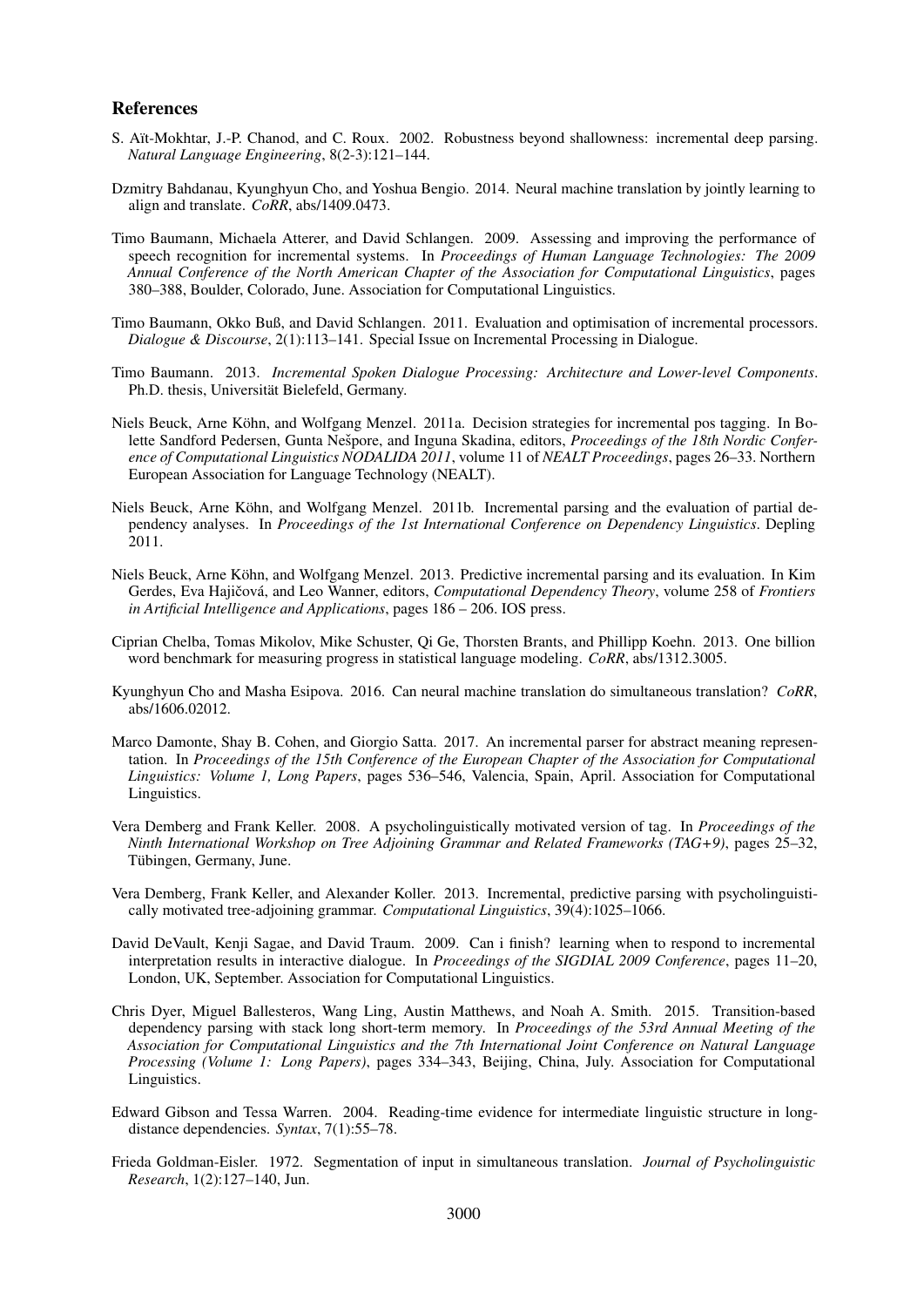## References

S. Aït-Mokhtar, J.-P. Chanod, and C. Roux. 2002. Robustness beyond shallowness: incremental deep parsing. *Natural Language Engineering*, 8(2-3):121–144.

Dzmitry Bahdanau, Kyunghyun Cho, and Yoshua Bengio. 2014. Neural machine translation by jointly learning to align and translate. *CoRR*, abs/1409.0473.

Timo Baumann, Michaela Atterer, and David Schlangen. 2009. Assessing and improving the performance of speech recognition for incremental systems. In *Proceedings of Human Language Technologies: The 2009 Annual Conference of the North American Chapter of the Association for Computational Linguistics*, pages 380–388, Boulder, Colorado, June. Association for Computational Linguistics.

Timo Baumann, Okko Buß, and David Schlangen. 2011. Evaluation and optimisation of incremental processors. *Dialogue & Discourse*, 2(1):113–141. Special Issue on Incremental Processing in Dialogue.

Timo Baumann. 2013. *Incremental Spoken Dialogue Processing: Architecture and Lower-level Components*. Ph.D. thesis, Universität Bielefeld, Germany.

Niels Beuck, Arne Köhn, and Wolfgang Menzel. 2011a. Decision strategies for incremental pos tagging. In Bolette Sandford Pedersen, Gunta Nešpore, and Inguna Skadina, editors, *Proceedings of the 18th Nordic Conference of Computational Linguistics NODALIDA 2011*, volume 11 of *NEALT Proceedings*, pages 26–33. Northern European Association for Language Technology (NEALT).

Niels Beuck, Arne Köhn, and Wolfgang Menzel. 2011b. Incremental parsing and the evaluation of partial dependency analyses. In *Proceedings of the 1st International Conference on Dependency Linguistics*. Depling 2011.

Niels Beuck, Arne Köhn, and Wolfgang Menzel. 2013. Predictive incremental parsing and its evaluation. In Kim Gerdes, Eva Hajičová, and Leo Wanner, editors, *Computational Dependency Theory*, volume 258 of *Frontiers in Artificial Intelligence and Applications*, pages 186 – 206. IOS press.

Ciprian Chelba, Tomas Mikolov, Mike Schuster, Qi Ge, Thorsten Brants, and Phillipp Koehn. 2013. One billion word benchmark for measuring progress in statistical language modeling. *CoRR*, abs/1312.3005.

Kyunghyun Cho and Masha Esipova. 2016. Can neural machine translation do simultaneous translation? *CoRR*, abs/1606.02012.

Marco Damonte, Shay B. Cohen, and Giorgio Satta. 2017. An incremental parser for abstract meaning representation. In *Proceedings of the 15th Conference of the European Chapter of the Association for Computational Linguistics: Volume 1, Long Papers*, pages 536–546, Valencia, Spain, April. Association for Computational Linguistics.

Vera Demberg and Frank Keller. 2008. A psycholinguistically motivated version of tag. In *Proceedings of the Ninth International Workshop on Tree Adjoining Grammar and Related Frameworks (TAG+9)*, pages 25–32, Tübingen, Germany, June.

Vera Demberg, Frank Keller, and Alexander Koller. 2013. Incremental, predictive parsing with psycholinguistically motivated tree-adjoining grammar. *Computational Linguistics*, 39(4):1025–1066.

David DeVault, Kenji Sagae, and David Traum. 2009. Can i finish? learning when to respond to incremental interpretation results in interactive dialogue. In *Proceedings of the SIGDIAL 2009 Conference*, pages 11–20, London, UK, September. Association for Computational Linguistics.

Chris Dyer, Miguel Ballesteros, Wang Ling, Austin Matthews, and Noah A. Smith. 2015. Transition-based dependency parsing with stack long short-term memory. In *Proceedings of the 53rd Annual Meeting of the Association for Computational Linguistics and the 7th International Joint Conference on Natural Language Processing (Volume 1: Long Papers)*, pages 334–343, Beijing, China, July. Association for Computational Linguistics.

Edward Gibson and Tessa Warren. 2004. Reading-time evidence for intermediate linguistic structure in long-distance dependencies. *Syntax*, 7(1):55–78.

Frieda Goldman-Eisler. 1972. Segmentation of input in simultaneous translation. *Journal of Psycholinguistic Research*, 1(2):127–140, Jun.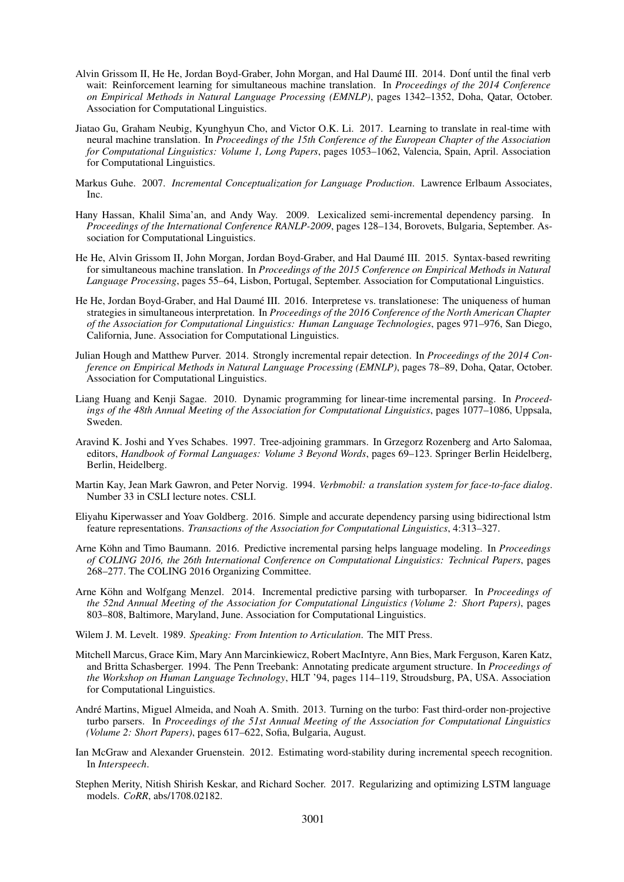Alvin Grissom II, He He, Jordan Boyd-Graber, John Morgan, and Hal Daumé III. 2014. Don't until the final verb wait: Reinforcement learning for simultaneous machine translation. In *Proceedings of the 2014 Conference on Empirical Methods in Natural Language Processing (EMNLP)*, pages 1342–1352, Doha, Qatar, October. Association for Computational Linguistics.

Jiatao Gu, Graham Neubig, Kyunghyun Cho, and Victor O.K. Li. 2017. Learning to translate in real-time with neural machine translation. In *Proceedings of the 15th Conference of the European Chapter of the Association for Computational Linguistics: Volume 1, Long Papers*, pages 1053–1062, Valencia, Spain, April. Association for Computational Linguistics.

Markus Guhe. 2007. *Incremental Conceptualization for Language Production*. Lawrence Erlbaum Associates, Inc.

Hany Hassan, Khalil Sima'an, and Andy Way. 2009. Lexicalized semi-incremental dependency parsing. In *Proceedings of the International Conference RANLP-2009*, pages 128–134, Borovets, Bulgaria, September. Association for Computational Linguistics.

He He, Alvin Grissom II, John Morgan, Jordan Boyd-Graber, and Hal Daumé III. 2015. Syntax-based rewriting for simultaneous machine translation. In *Proceedings of the 2015 Conference on Empirical Methods in Natural Language Processing*, pages 55–64, Lisbon, Portugal, September. Association for Computational Linguistics.

He He, Jordan Boyd-Graber, and Hal Daumé III. 2016. Interpretese vs. translationese: The uniqueness of human strategies in simultaneous interpretation. In *Proceedings of the 2016 Conference of the North American Chapter of the Association for Computational Linguistics: Human Language Technologies*, pages 971–976, San Diego, California, June. Association for Computational Linguistics.

Julian Hough and Matthew Purver. 2014. Strongly incremental repair detection. In *Proceedings of the 2014 Conference on Empirical Methods in Natural Language Processing (EMNLP)*, pages 78–89, Doha, Qatar, October. Association for Computational Linguistics.

Liang Huang and Kenji Sagae. 2010. Dynamic programming for linear-time incremental parsing. In *Proceedings of the 48th Annual Meeting of the Association for Computational Linguistics*, pages 1077–1086, Uppsala, Sweden.

Aravind K. Joshi and Yves Schabes. 1997. Tree-adjoining grammars. In Grzegorz Rozenberg and Arto Salomaa, editors, *Handbook of Formal Languages: Volume 3 Beyond Words*, pages 69–123. Springer Berlin Heidelberg, Berlin, Heidelberg.

Martin Kay, Jean Mark Gawron, and Peter Norvig. 1994. *Verbmobil: a translation system for face-to-face dialog*. Number 33 in CSLI lecture notes. CSLI.

Eliyahu Kiperwasser and Yoav Goldberg. 2016. Simple and accurate dependency parsing using bidirectional lstm feature representations. *Transactions of the Association for Computational Linguistics*, 4:313–327.

Arne Köhn and Timo Baumann. 2016. Predictive incremental parsing helps language modeling. In *Proceedings of COLING 2016, the 26th International Conference on Computational Linguistics: Technical Papers*, pages 268–277. The COLING 2016 Organizing Committee.

Arne Köhn and Wolfgang Menzel. 2014. Incremental predictive parsing with turboparser. In *Proceedings of the 52nd Annual Meeting of the Association for Computational Linguistics (Volume 2: Short Papers)*, pages 803–808, Baltimore, Maryland, June. Association for Computational Linguistics.

Wilem J. M. Levelt. 1989. *Speaking: From Intention to Articulation*. The MIT Press.

Mitchell Marcus, Grace Kim, Mary Ann Marcinkiewicz, Robert MacIntyre, Ann Bies, Mark Ferguson, Karen Katz, and Britta Schasberger. 1994. The Penn Treebank: Annotating predicate argument structure. In *Proceedings of the Workshop on Human Language Technology*, HLT '94, pages 114–119, Stroudsburg, PA, USA. Association for Computational Linguistics.

André Martins, Miguel Almeida, and Noah A. Smith. 2013. Turning on the turbo: Fast third-order non-projective turbo parsers. In *Proceedings of the 51st Annual Meeting of the Association for Computational Linguistics (Volume 2: Short Papers)*, pages 617–622, Sofia, Bulgaria, August.

Ian McGraw and Alexander Gruenstein. 2012. Estimating word-stability during incremental speech recognition. In *Interspeech*.

Stephen Merity, Nitish Shirish Keskar, and Richard Socher. 2017. Regularizing and optimizing LSTM language models. *CoRR*, abs/1708.02182.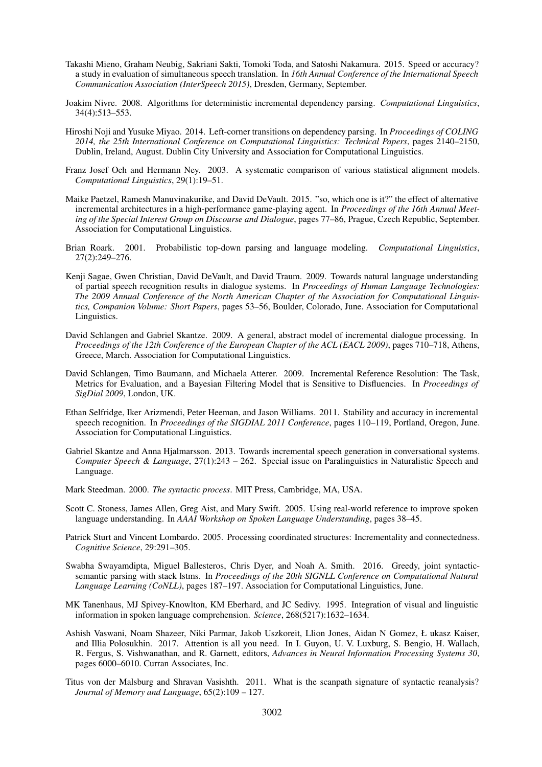Takashi Mieno, Graham Neubig, Sakriani Sakti, Tomoki Toda, and Satoshi Nakamura. 2015. Speed or accuracy? a study in evaluation of simultaneous speech translation. In *16th Annual Conference of the International Speech Communication Association (InterSpeech 2015)*, Dresden, Germany, September.

Joakim Nivre. 2008. Algorithms for deterministic incremental dependency parsing. *Computational Linguistics*, 34(4):513–553.

Hiroshi Noji and Yusuke Miyao. 2014. Left-corner transitions on dependency parsing. In *Proceedings of COLING 2014, the 25th International Conference on Computational Linguistics: Technical Papers*, pages 2140–2150, Dublin, Ireland, August. Dublin City University and Association for Computational Linguistics.

Franz Josef Och and Hermann Ney. 2003. A systematic comparison of various statistical alignment models. *Computational Linguistics*, 29(1):19–51.

Maike Paetzel, Ramesh Manuvinakurike, and David DeVault. 2015. "so, which one is it?" the effect of alternative incremental architectures in a high-performance game-playing agent. In *Proceedings of the 16th Annual Meeting of the Special Interest Group on Discourse and Dialogue*, pages 77–86, Prague, Czech Republic, September. Association for Computational Linguistics.

Brian Roark. 2001. Probabilistic top-down parsing and language modeling. *Computational Linguistics*, 27(2):249–276.

Kenji Sagae, Gwen Christian, David DeVault, and David Traum. 2009. Towards natural language understanding of partial speech recognition results in dialogue systems. In *Proceedings of Human Language Technologies: The 2009 Annual Conference of the North American Chapter of the Association for Computational Linguistics, Companion Volume: Short Papers*, pages 53–56, Boulder, Colorado, June. Association for Computational Linguistics.

David Schlangen and Gabriel Skantze. 2009. A general, abstract model of incremental dialogue processing. In *Proceedings of the 12th Conference of the European Chapter of the ACL (EACL 2009)*, pages 710–718, Athens, Greece, March. Association for Computational Linguistics.

David Schlangen, Timo Baumann, and Michaela Atterer. 2009. Incremental Reference Resolution: The Task, Metrics for Evaluation, and a Bayesian Filtering Model that is Sensitive to Disfluencies. In *Proceedings of SigDial 2009*, London, UK.

Ethan Selfridge, Iker Arizmendi, Peter Heeman, and Jason Williams. 2011. Stability and accuracy in incremental speech recognition. In *Proceedings of the SIGDIAL 2011 Conference*, pages 110–119, Portland, Oregon, June. Association for Computational Linguistics.

Gabriel Skantze and Anna Hjalmarsson. 2013. Towards incremental speech generation in conversational systems. *Computer Speech & Language*, 27(1):243 – 262. Special issue on Paralinguistics in Naturalistic Speech and Language.

Mark Steedman. 2000. *The syntactic process*. MIT Press, Cambridge, MA, USA.

Scott C. Stoness, James Allen, Greg Aist, and Mary Swift. 2005. Using real-world reference to improve spoken language understanding. In *AAAI Workshop on Spoken Language Understanding*, pages 38–45.

Patrick Sturt and Vincent Lombardo. 2005. Processing coordinated structures: Incrementality and connectedness. *Cognitive Science*, 29:291–305.

Swabha Swayamdipta, Miguel Ballesteros, Chris Dyer, and Noah A. Smith. 2016. Greedy, joint syntactic-semantic parsing with stack lstms. In *Proceedings of the 20th SIGNLL Conference on Computational Natural Language Learning (CoNLL)*, pages 187–197. Association for Computational Linguistics, June.

MK Tanenhaus, MJ Spivey-Knowlton, KM Eberhard, and JC Sedivy. 1995. Integration of visual and linguistic information in spoken language comprehension. *Science*, 268(5217):1632–1634.

Ashish Vaswani, Noam Shazeer, Niki Parmar, Jakob Uszkoreit, Llion Jones, Aidan N Gomez, Ł ukasz Kaiser, and Illia Polosukhin. 2017. Attention is all you need. In I. Guyon, U. V. Luxburg, S. Bengio, H. Wallach, R. Fergus, S. Vishwanathan, and R. Garnett, editors, *Advances in Neural Information Processing Systems 30*, pages 6000–6010. Curran Associates, Inc.

Titus von der Malsburg and Shravan Vasishth. 2011. What is the scanpath signature of syntactic reanalysis? *Journal of Memory and Language*, 65(2):109 – 127.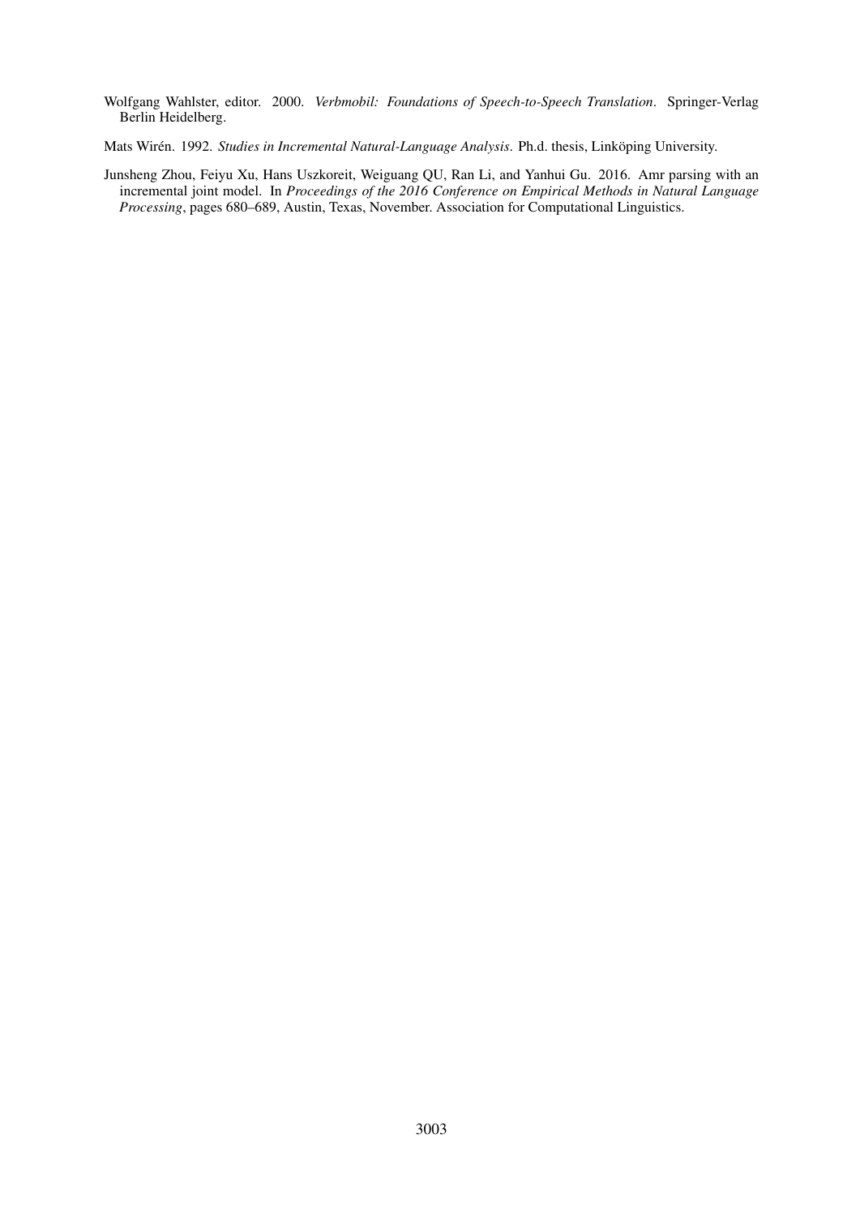Wolfgang Wahlster, editor. 2000. *Verbmobil: Foundations of Speech-to-Speech Translation*. Springer-Verlag Berlin Heidelberg.

Mats Wirén. 1992. *Studies in Incremental Natural-Language Analysis*. Ph.d. thesis, Linköping University.

Junsheng Zhou, Feiyu Xu, Hans Uszkoreit, Weiguang QU, Ran Li, and Yanhui Gu. 2016. Amr parsing with an incremental joint model. In *Proceedings of the 2016 Conference on Empirical Methods in Natural Language Processing*, pages 680–689, Austin, Texas, November. Association for Computational Linguistics.